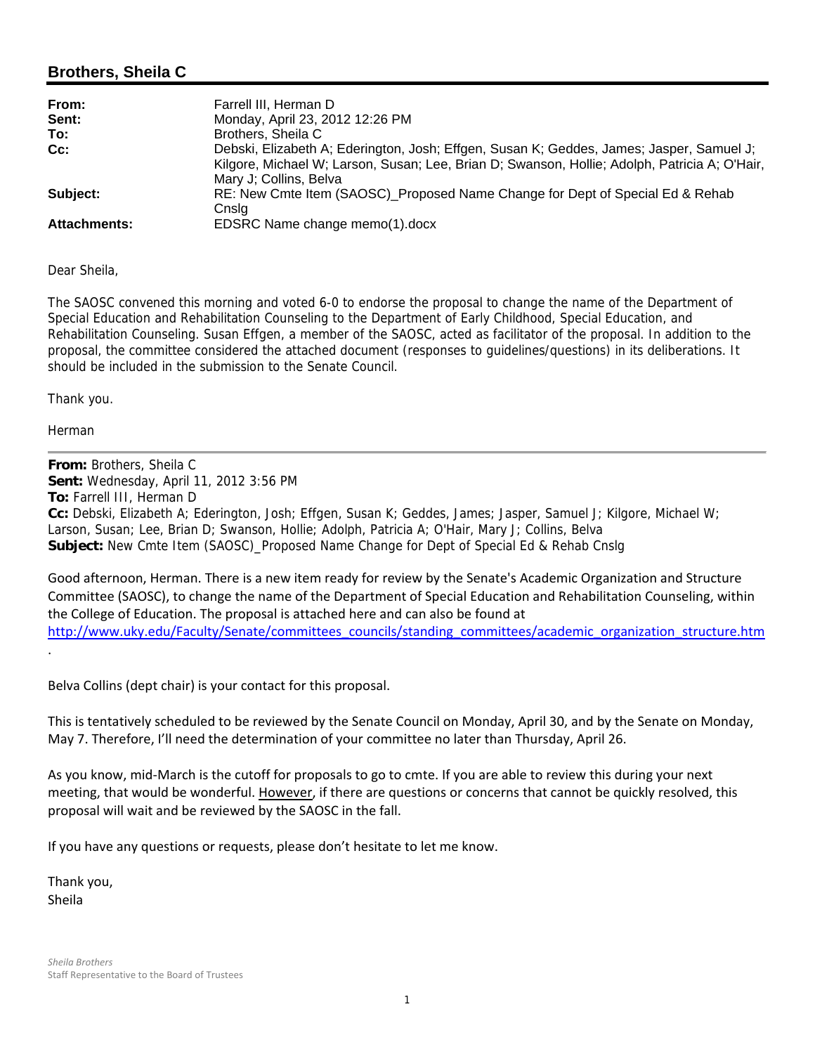## Brothers, Sheila C

| | |
|---|---|
| **From:** | Farrell III, Herman D |
| **Sent:** | Monday, April 23, 2012 12:26 PM |
| **To:** | Brothers, Sheila C |
| **Cc:** | Debski, Elizabeth A; Ederington, Josh; Effgen, Susan K; Geddes, James; Jasper, Samuel J; Kilgore, Michael W; Larson, Susan; Lee, Brian D; Swanson, Hollie; Adolph, Patricia A; O'Hair, Mary J; Collins, Belva |
| **Subject:** | RE: New Cmte Item (SAOSC)_Proposed Name Change for Dept of Special Ed & Rehab Cnslg |
| **Attachments:** | EDSRC Name change memo(1).docx |

Dear Sheila,

The SAOSC convened this morning and voted 6-0 to endorse the proposal to change the name of the Department of Special Education and Rehabilitation Counseling to the Department of Early Childhood, Special Education, and Rehabilitation Counseling. Susan Effgen, a member of the SAOSC, acted as facilitator of the proposal. In addition to the proposal, the committee considered the attached document (responses to guidelines/questions) in its deliberations. It should be included in the submission to the Senate Council.

Thank you.

Herman

---

**From:** Brothers, Sheila C
**Sent:** Wednesday, April 11, 2012 3:56 PM
**To:** Farrell III, Herman D
**Cc:** Debski, Elizabeth A; Ederington, Josh; Effgen, Susan K; Geddes, James; Jasper, Samuel J; Kilgore, Michael W; Larson, Susan; Lee, Brian D; Swanson, Hollie; Adolph, Patricia A; O'Hair, Mary J; Collins, Belva
**Subject:** New Cmte Item (SAOSC)_Proposed Name Change for Dept of Special Ed & Rehab Cnslg

Good afternoon, Herman. There is a new item ready for review by the Senate's Academic Organization and Structure Committee (SAOSC), to change the name of the Department of Special Education and Rehabilitation Counseling, within the College of Education. The proposal is attached here and can also be found at http://www.uky.edu/Faculty/Senate/committees_councils/standing_committees/academic_organization_structure.htm.

Belva Collins (dept chair) is your contact for this proposal.

This is tentatively scheduled to be reviewed by the Senate Council on Monday, April 30, and by the Senate on Monday, May 7. Therefore, I'll need the determination of your committee no later than Thursday, April 26.

As you know, mid-March is the cutoff for proposals to go to cmte. If you are able to review this during your next meeting, that would be wonderful. However, if there are questions or concerns that cannot be quickly resolved, this proposal will wait and be reviewed by the SAOSC in the fall.

If you have any questions or requests, please don't hesitate to let me know.

Thank you,
Sheila

*Sheila Brothers*
Staff Representative to the Board of Trustees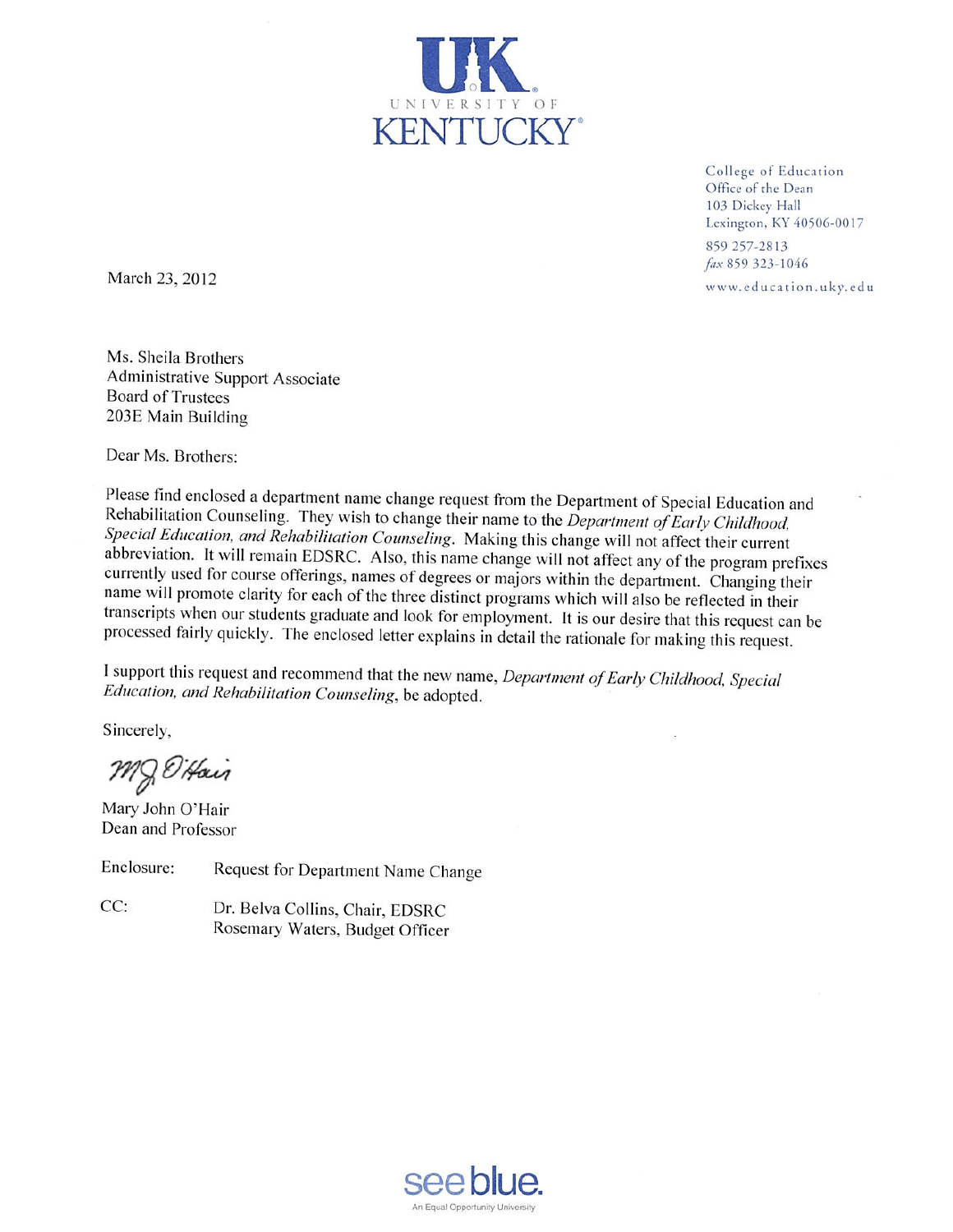UNIVERSITY OF KENTUCKY

College of Education
Office of the Dean
103 Dickey Hall
Lexington, KY 40506-0017

859 257-2813
*fax* 859 323-1046

www.education.uky.edu

March 23, 2012

Ms. Sheila Brothers
Administrative Support Associate
Board of Trustees
203E Main Building

Dear Ms. Brothers:

Please find enclosed a department name change request from the Department of Special Education and Rehabilitation Counseling. They wish to change their name to the *Department of Early Childhood, Special Education, and Rehabilitation Counseling*. Making this change will not affect their current abbreviation. It will remain EDSRC. Also, this name change will not affect any of the program prefixes currently used for course offerings, names of degrees or majors within the department. Changing their name will promote clarity for each of the three distinct programs which will also be reflected in their transcripts when our students graduate and look for employment. It is our desire that this request can be processed fairly quickly. The enclosed letter explains in detail the rationale for making this request.

I support this request and recommend that the new name, *Department of Early Childhood, Special Education, and Rehabilitation Counseling*, be adopted.

Sincerely,

Mary John O'Hair
Dean and Professor

Enclosure: Request for Department Name Change

CC: Dr. Belva Collins, Chair, EDSRC
Rosemary Waters, Budget Officer

see blue.
An Equal Opportunity University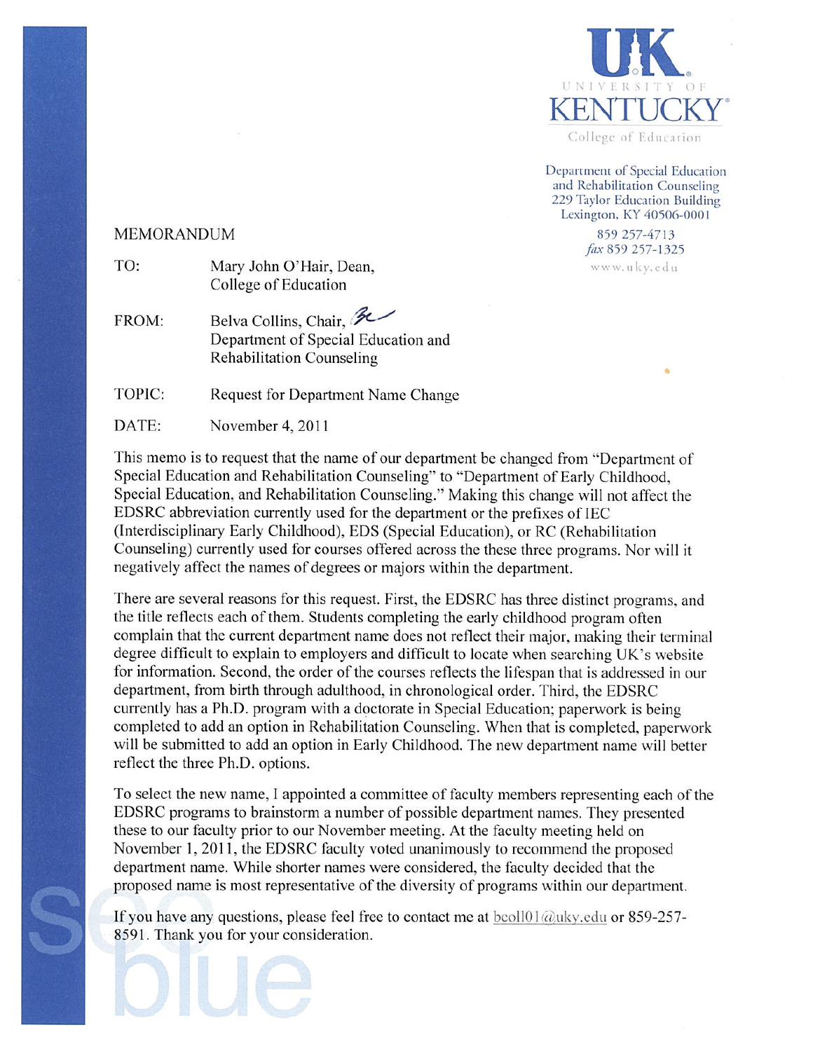UK
UNIVERSITY OF
KENTUCKY
College of Education

Department of Special Education
and Rehabilitation Counseling
229 Taylor Education Building
Lexington, KY 40506-0001
859 257-4713
*fax* 859 257-1325
www.uky.edu

MEMORANDUM

TO: Mary John O'Hair, Dean,
College of Education

FROM: Belva Collins, Chair,
Department of Special Education and
Rehabilitation Counseling

TOPIC: Request for Department Name Change

DATE: November 4, 2011

This memo is to request that the name of our department be changed from "Department of Special Education and Rehabilitation Counseling" to "Department of Early Childhood, Special Education, and Rehabilitation Counseling." Making this change will not affect the EDSRC abbreviation currently used for the department or the prefixes of IEC (Interdisciplinary Early Childhood), EDS (Special Education), or RC (Rehabilitation Counseling) currently used for courses offered across the these three programs. Nor will it negatively affect the names of degrees or majors within the department.

There are several reasons for this request. First, the EDSRC has three distinct programs, and the title reflects each of them. Students completing the early childhood program often complain that the current department name does not reflect their major, making their terminal degree difficult to explain to employers and difficult to locate when searching UK's website for information. Second, the order of the courses reflects the lifespan that is addressed in our department, from birth through adulthood, in chronological order. Third, the EDSRC currently has a Ph.D. program with a doctorate in Special Education; paperwork is being completed to add an option in Rehabilitation Counseling. When that is completed, paperwork will be submitted to add an option in Early Childhood. The new department name will better reflect the three Ph.D. options.

To select the new name, I appointed a committee of faculty members representing each of the EDSRC programs to brainstorm a number of possible department names. They presented these to our faculty prior to our November meeting. At the faculty meeting held on November 1, 2011, the EDSRC faculty voted unanimously to recommend the proposed department name. While shorter names were considered, the faculty decided that the proposed name is most representative of the diversity of programs within our department.

If you have any questions, please feel free to contact me at bcoll01@uky.edu or 859-257-8591. Thank you for your consideration.

see blue